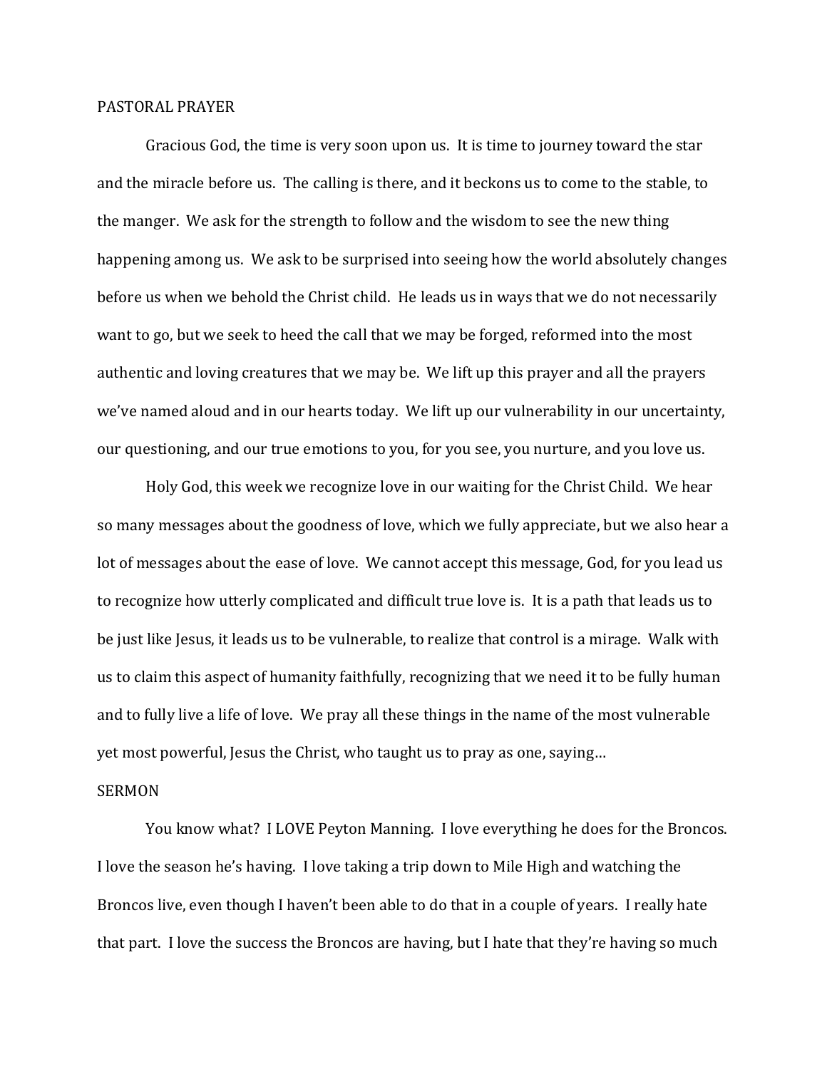## PASTORAL PRAYER

Gracious God, the time is very soon upon us. It is time to journey toward the star and the miracle before us. The calling is there, and it beckons us to come to the stable, to the manger. We ask for the strength to follow and the wisdom to see the new thing happening among us. We ask to be surprised into seeing how the world absolutely changes before us when we behold the Christ child. He leads us in ways that we do not necessarily want to go, but we seek to heed the call that we may be forged, reformed into the most authentic and loving creatures that we may be. We lift up this prayer and all the prayers we've named aloud and in our hearts today. We lift up our vulnerability in our uncertainty, our questioning, and our true emotions to you, for you see, you nurture, and you love us.

Holy God, this week we recognize love in our waiting for the Christ Child. We hear so many messages about the goodness of love, which we fully appreciate, but we also hear a lot of messages about the ease of love. We cannot accept this message, God, for you lead us to recognize how utterly complicated and difficult true love is. It is a path that leads us to be just like Jesus, it leads us to be vulnerable, to realize that control is a mirage. Walk with us to claim this aspect of humanity faithfully, recognizing that we need it to be fully human and to fully live a life of love. We pray all these things in the name of the most vulnerable yet most powerful, Jesus the Christ, who taught us to pray as one, saying…

## SERMON

You know what? I LOVE Peyton Manning. I love everything he does for the Broncos. I love the season he's having. I love taking a trip down to Mile High and watching the Broncos live, even though I haven't been able to do that in a couple of years. I really hate that part. I love the success the Broncos are having, but I hate that they're having so much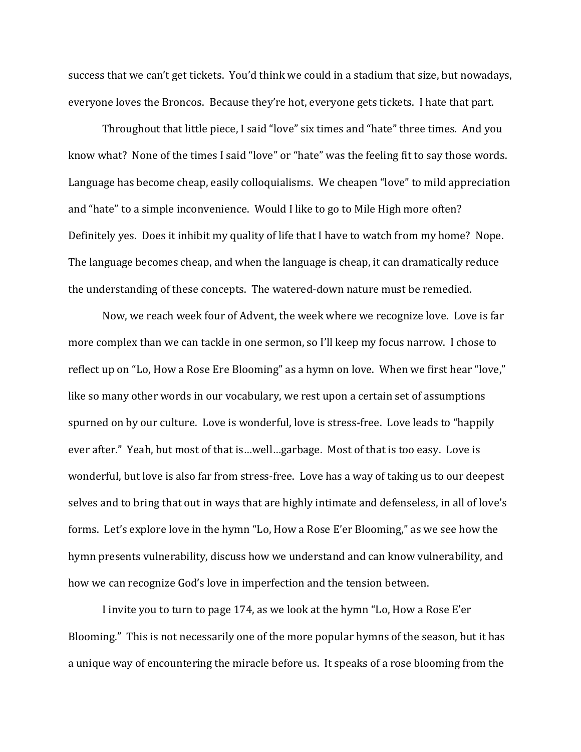success that we can't get tickets. You'd think we could in a stadium that size, but nowadays, everyone loves the Broncos. Because they're hot, everyone gets tickets. I hate that part.

Throughout that little piece, I said "love" six times and "hate" three times. And you know what? None of the times I said "love" or "hate" was the feeling fit to say those words. Language has become cheap, easily colloquialisms. We cheapen "love" to mild appreciation and "hate" to a simple inconvenience. Would I like to go to Mile High more often? Definitely yes. Does it inhibit my quality of life that I have to watch from my home? Nope. The language becomes cheap, and when the language is cheap, it can dramatically reduce the understanding of these concepts. The watered-down nature must be remedied.

Now, we reach week four of Advent, the week where we recognize love. Love is far more complex than we can tackle in one sermon, so I'll keep my focus narrow. I chose to reflect up on "Lo, How a Rose Ere Blooming" as a hymn on love. When we first hear "love," like so many other words in our vocabulary, we rest upon a certain set of assumptions spurned on by our culture. Love is wonderful, love is stress-free. Love leads to "happily ever after." Yeah, but most of that is…well…garbage. Most of that is too easy. Love is wonderful, but love is also far from stress-free. Love has a way of taking us to our deepest selves and to bring that out in ways that are highly intimate and defenseless, in all of love's forms. Let's explore love in the hymn "Lo, How a Rose E'er Blooming," as we see how the hymn presents vulnerability, discuss how we understand and can know vulnerability, and how we can recognize God's love in imperfection and the tension between.

I invite you to turn to page 174, as we look at the hymn "Lo, How a Rose E'er Blooming." This is not necessarily one of the more popular hymns of the season, but it has a unique way of encountering the miracle before us. It speaks of a rose blooming from the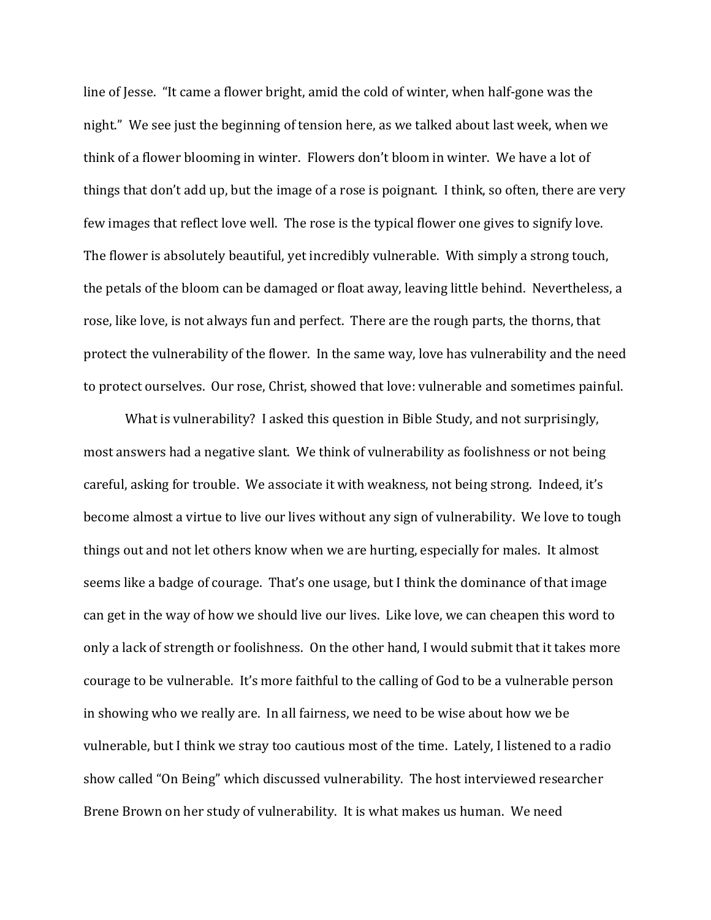line of Jesse. "It came a flower bright, amid the cold of winter, when half-gone was the night." We see just the beginning of tension here, as we talked about last week, when we think of a flower blooming in winter. Flowers don't bloom in winter. We have a lot of things that don't add up, but the image of a rose is poignant. I think, so often, there are very few images that reflect love well. The rose is the typical flower one gives to signify love. The flower is absolutely beautiful, yet incredibly vulnerable. With simply a strong touch, the petals of the bloom can be damaged or float away, leaving little behind. Nevertheless, a rose, like love, is not always fun and perfect. There are the rough parts, the thorns, that protect the vulnerability of the flower. In the same way, love has vulnerability and the need to protect ourselves. Our rose, Christ, showed that love: vulnerable and sometimes painful.

What is vulnerability? I asked this question in Bible Study, and not surprisingly, most answers had a negative slant. We think of vulnerability as foolishness or not being careful, asking for trouble. We associate it with weakness, not being strong. Indeed, it's become almost a virtue to live our lives without any sign of vulnerability. We love to tough things out and not let others know when we are hurting, especially for males. It almost seems like a badge of courage. That's one usage, but I think the dominance of that image can get in the way of how we should live our lives. Like love, we can cheapen this word to only a lack of strength or foolishness. On the other hand, I would submit that it takes more courage to be vulnerable. It's more faithful to the calling of God to be a vulnerable person in showing who we really are. In all fairness, we need to be wise about how we be vulnerable, but I think we stray too cautious most of the time. Lately, I listened to a radio show called "On Being" which discussed vulnerability. The host interviewed researcher Brene Brown on her study of vulnerability. It is what makes us human. We need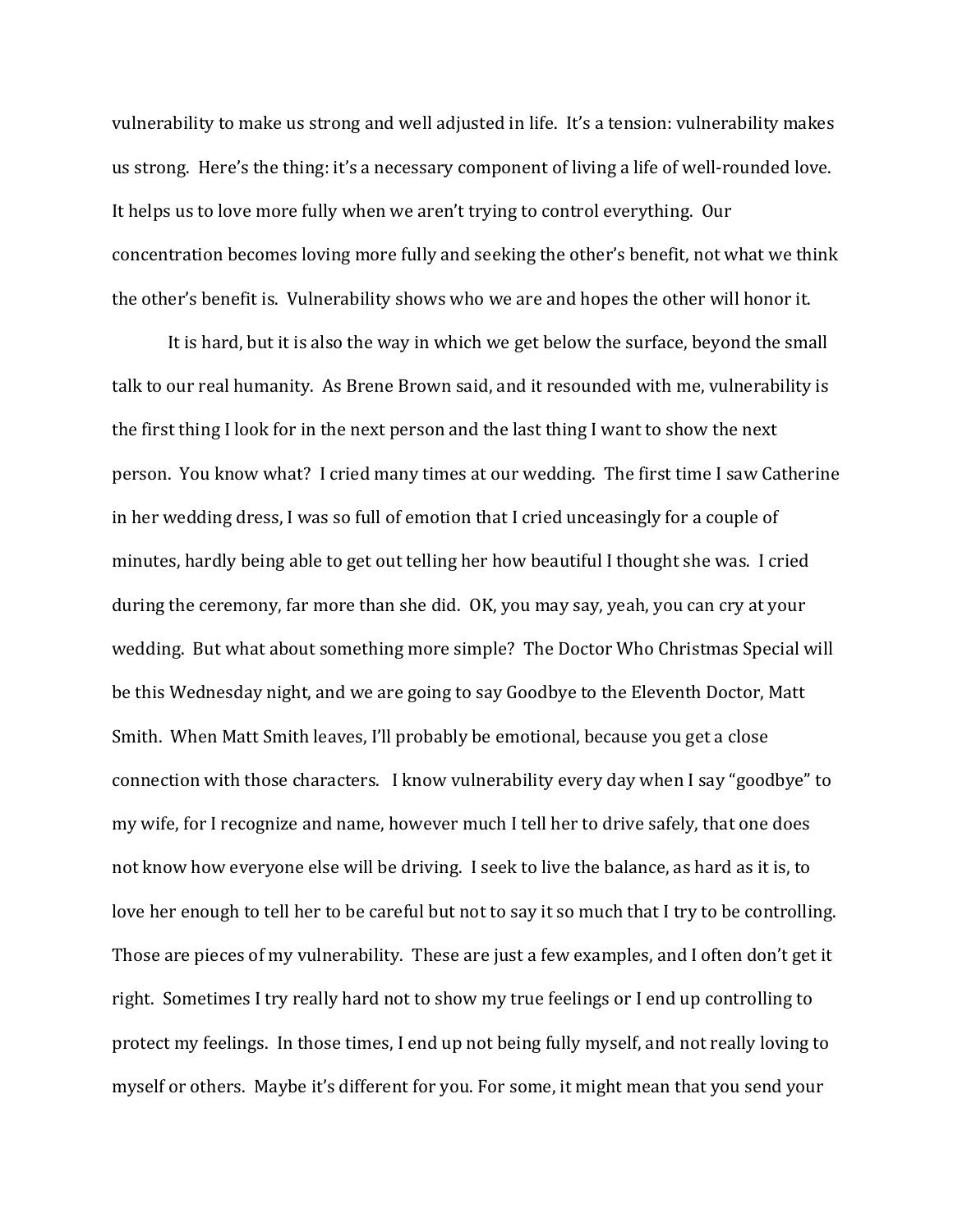vulnerability to make us strong and well adjusted in life. It's a tension: vulnerability makes us strong. Here's the thing: it's a necessary component of living a life of well-rounded love. It helps us to love more fully when we aren't trying to control everything. Our concentration becomes loving more fully and seeking the other's benefit, not what we think the other's benefit is. Vulnerability shows who we are and hopes the other will honor it.

It is hard, but it is also the way in which we get below the surface, beyond the small talk to our real humanity. As Brene Brown said, and it resounded with me, vulnerability is the first thing I look for in the next person and the last thing I want to show the next person. You know what? I cried many times at our wedding. The first time I saw Catherine in her wedding dress, I was so full of emotion that I cried unceasingly for a couple of minutes, hardly being able to get out telling her how beautiful I thought she was. I cried during the ceremony, far more than she did. OK, you may say, yeah, you can cry at your wedding. But what about something more simple? The Doctor Who Christmas Special will be this Wednesday night, and we are going to say Goodbye to the Eleventh Doctor, Matt Smith. When Matt Smith leaves, I'll probably be emotional, because you get a close connection with those characters. I know vulnerability every day when I say "goodbye" to my wife, for I recognize and name, however much I tell her to drive safely, that one does not know how everyone else will be driving. I seek to live the balance, as hard as it is, to love her enough to tell her to be careful but not to say it so much that I try to be controlling. Those are pieces of my vulnerability. These are just a few examples, and I often don't get it right. Sometimes I try really hard not to show my true feelings or I end up controlling to protect my feelings. In those times, I end up not being fully myself, and not really loving to myself or others. Maybe it's different for you. For some, it might mean that you send your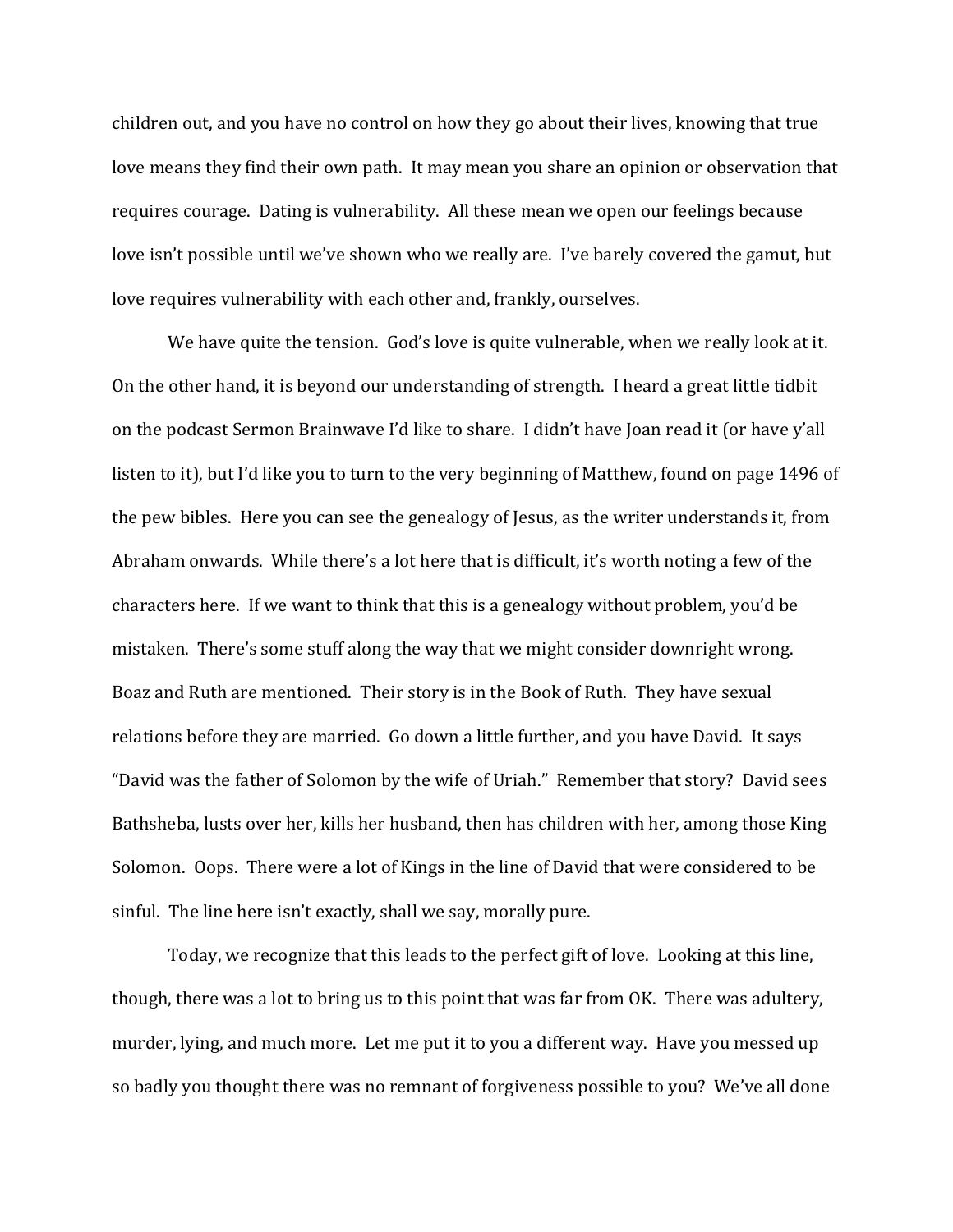children out, and you have no control on how they go about their lives, knowing that true love means they find their own path. It may mean you share an opinion or observation that requires courage. Dating is vulnerability. All these mean we open our feelings because love isn't possible until we've shown who we really are. I've barely covered the gamut, but love requires vulnerability with each other and, frankly, ourselves.

We have quite the tension. God's love is quite vulnerable, when we really look at it. On the other hand, it is beyond our understanding of strength. I heard a great little tidbit on the podcast Sermon Brainwave I'd like to share. I didn't have Joan read it (or have y'all listen to it), but I'd like you to turn to the very beginning of Matthew, found on page 1496 of the pew bibles. Here you can see the genealogy of Jesus, as the writer understands it, from Abraham onwards. While there's a lot here that is difficult, it's worth noting a few of the characters here. If we want to think that this is a genealogy without problem, you'd be mistaken. There's some stuff along the way that we might consider downright wrong. Boaz and Ruth are mentioned. Their story is in the Book of Ruth. They have sexual relations before they are married. Go down a little further, and you have David. It says "David was the father of Solomon by the wife of Uriah." Remember that story? David sees Bathsheba, lusts over her, kills her husband, then has children with her, among those King Solomon. Oops. There were a lot of Kings in the line of David that were considered to be sinful. The line here isn't exactly, shall we say, morally pure.

Today, we recognize that this leads to the perfect gift of love. Looking at this line, though, there was a lot to bring us to this point that was far from OK. There was adultery, murder, lying, and much more. Let me put it to you a different way. Have you messed up so badly you thought there was no remnant of forgiveness possible to you? We've all done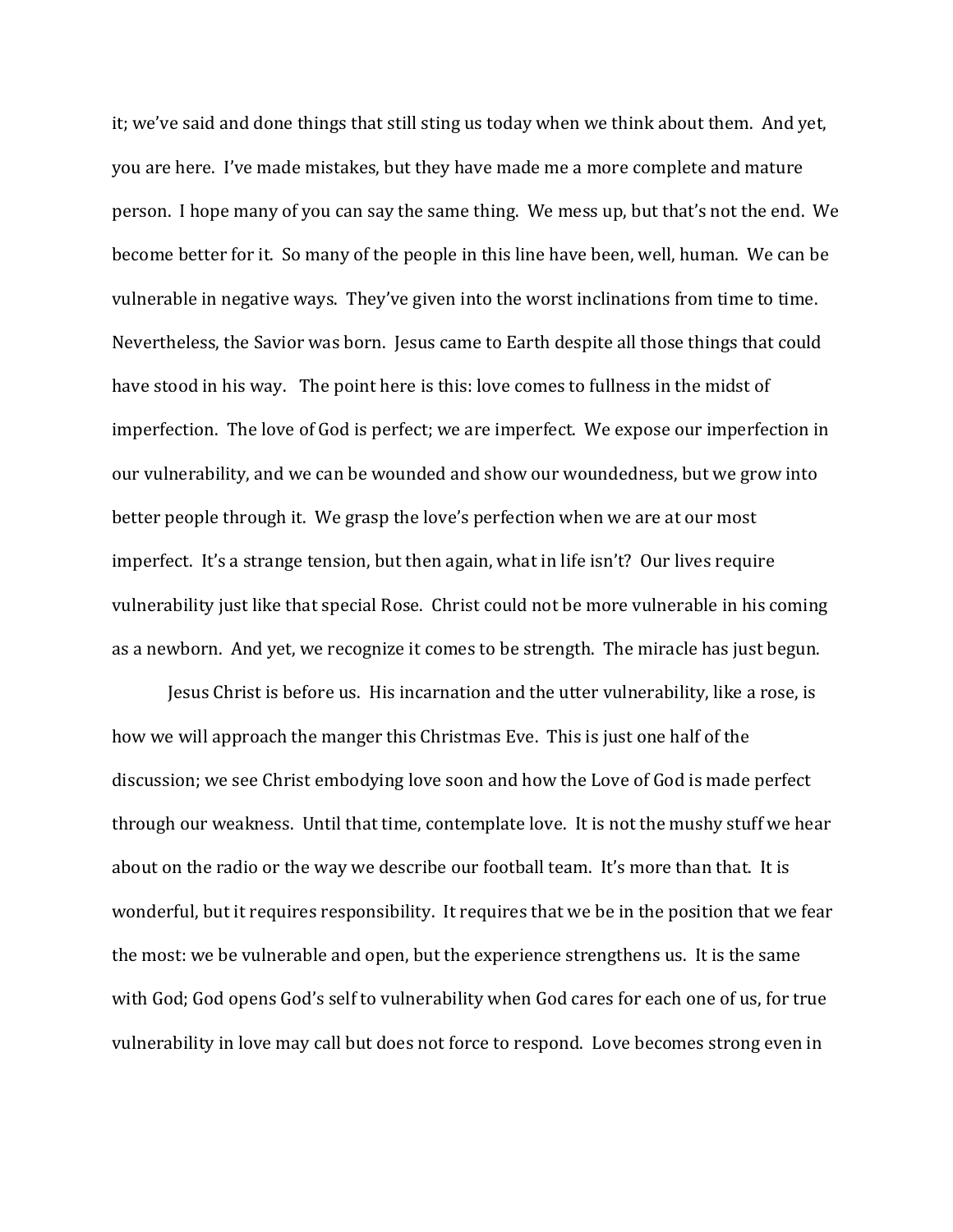it; we've said and done things that still sting us today when we think about them. And yet, you are here. I've made mistakes, but they have made me a more complete and mature person. I hope many of you can say the same thing. We mess up, but that's not the end. We become better for it. So many of the people in this line have been, well, human. We can be vulnerable in negative ways. They've given into the worst inclinations from time to time. Nevertheless, the Savior was born. Jesus came to Earth despite all those things that could have stood in his way. The point here is this: love comes to fullness in the midst of imperfection. The love of God is perfect; we are imperfect. We expose our imperfection in our vulnerability, and we can be wounded and show our woundedness, but we grow into better people through it. We grasp the love's perfection when we are at our most imperfect. It's a strange tension, but then again, what in life isn't? Our lives require vulnerability just like that special Rose. Christ could not be more vulnerable in his coming as a newborn. And yet, we recognize it comes to be strength. The miracle has just begun.

Jesus Christ is before us. His incarnation and the utter vulnerability, like a rose, is how we will approach the manger this Christmas Eve. This is just one half of the discussion; we see Christ embodying love soon and how the Love of God is made perfect through our weakness. Until that time, contemplate love. It is not the mushy stuff we hear about on the radio or the way we describe our football team. It's more than that. It is wonderful, but it requires responsibility. It requires that we be in the position that we fear the most: we be vulnerable and open, but the experience strengthens us. It is the same with God; God opens God's self to vulnerability when God cares for each one of us, for true vulnerability in love may call but does not force to respond. Love becomes strong even in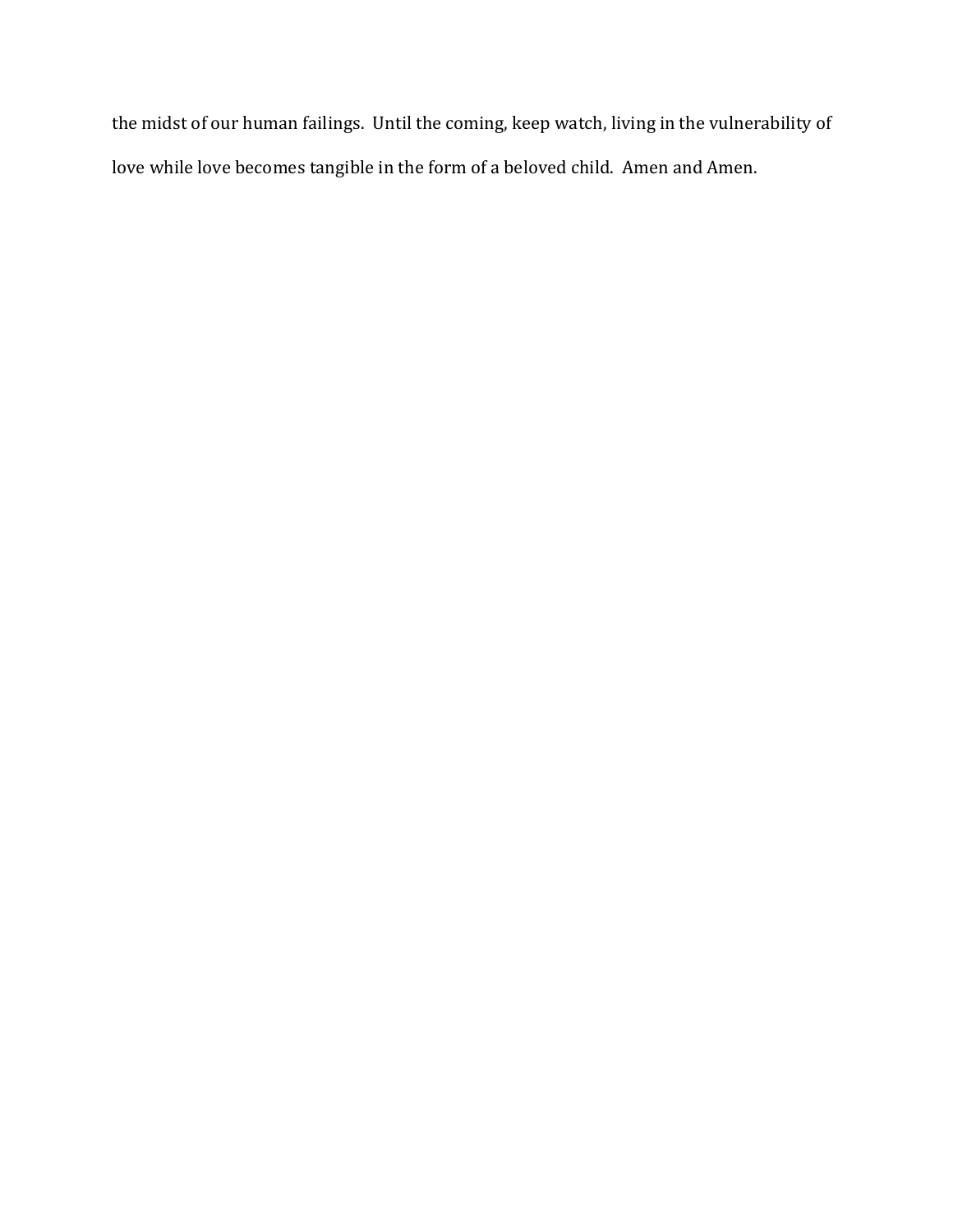the midst of our human failings.  Until the coming, keep watch, living in the vulnerability of love while love becomes tangible in the form of a beloved child.  Amen and Amen.